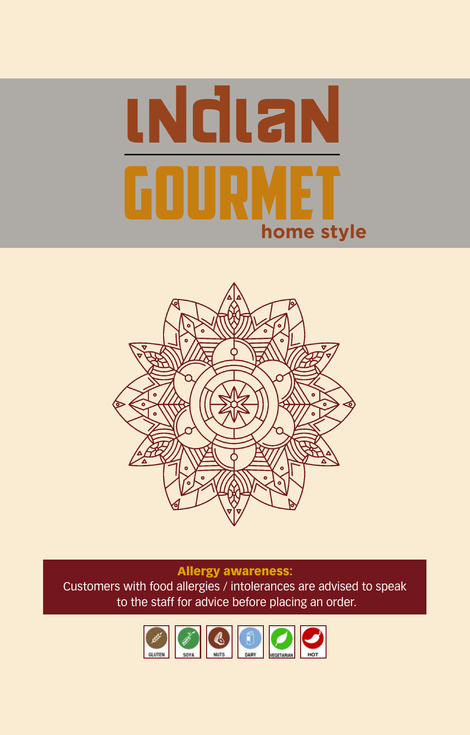# Indian

# GOURMET

home style

**Allergy awareness:**

Customers with food allergies / intolerances are advised to speak to the staff for advice before placing an order.

GLUTEN | SOYA | NUTS | DAIRY | VEGETARIAN | HOT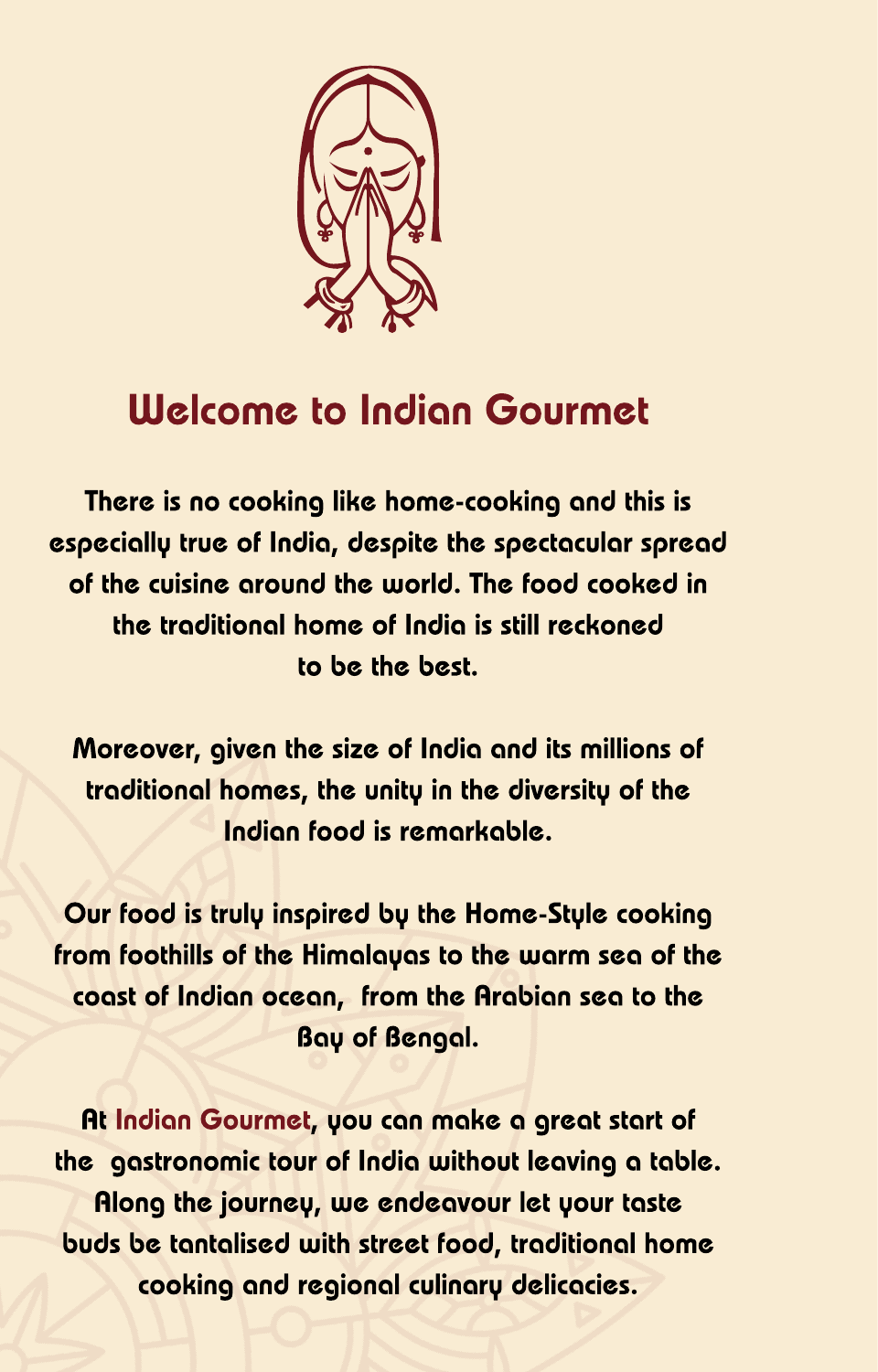# Welcome to Indian Gourmet

There is no cooking like home-cooking and this is especially true of India, despite the spectacular spread of the cuisine around the world. The food cooked in the traditional home of India is still reckoned to be the best.

Moreover, given the size of India and its millions of traditional homes, the unity in the diversity of the Indian food is remarkable.

Our food is truly inspired by the Home-Style cooking from foothills of the Himalayas to the warm sea of the coast of Indian ocean, from the Arabian sea to the Bay of Bengal.

At Indian Gourmet, you can make a great start of the gastronomic tour of India without leaving a table. Along the journey, we endeavour let your taste buds be tantalised with street food, traditional home cooking and regional culinary delicacies.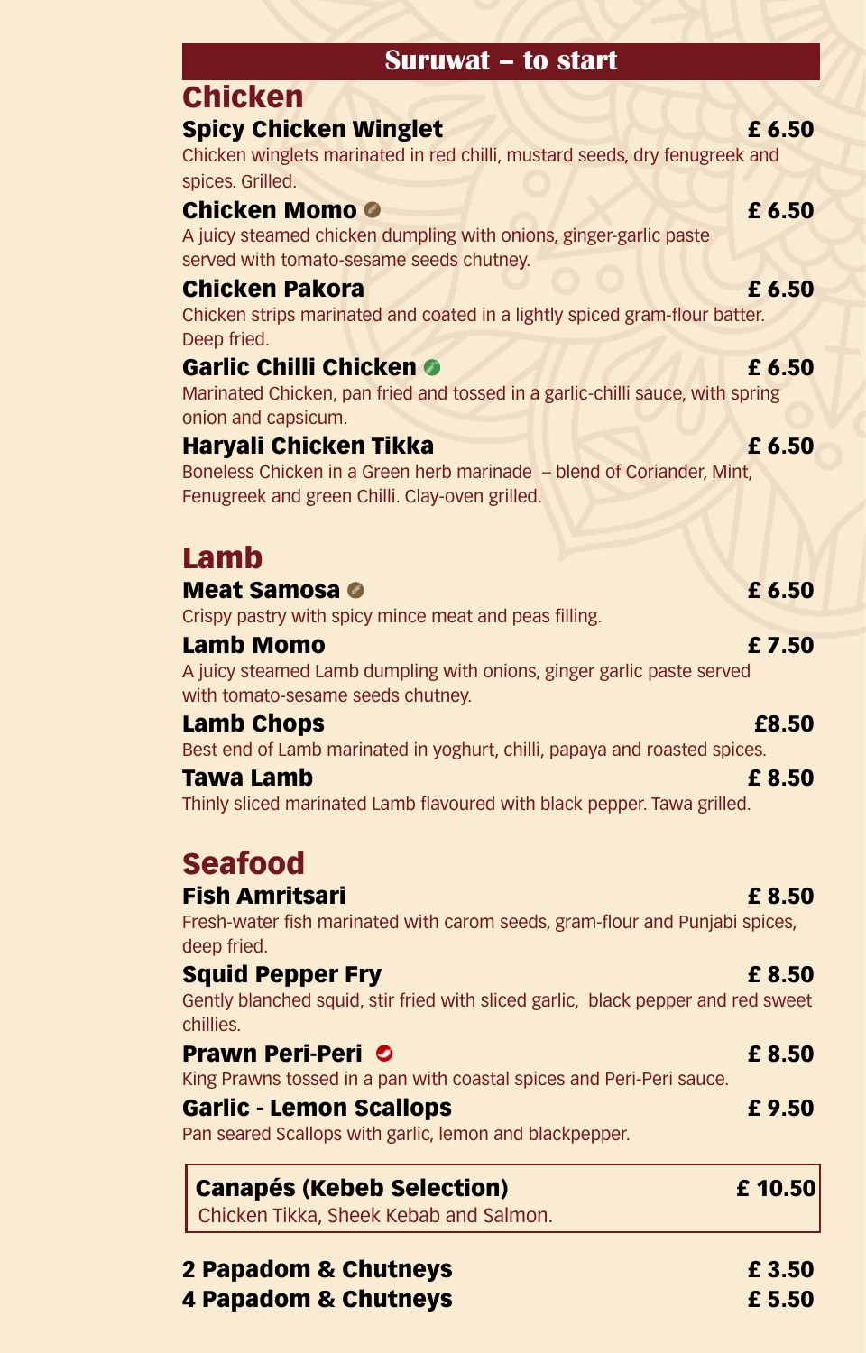## Suruwat – to start

### Chicken

**Spicy Chicken Winglet** **£ 6.50**
Chicken winglets marinated in red chilli, mustard seeds, dry fenugreek and spices. Grilled.

**Chicken Momo** **£ 6.50**
A juicy steamed chicken dumpling with onions, ginger-garlic paste served with tomato-sesame seeds chutney.

**Chicken Pakora** **£ 6.50**
Chicken strips marinated and coated in a lightly spiced gram-flour batter. Deep fried.

**Garlic Chilli Chicken** **£ 6.50**
Marinated Chicken, pan fried and tossed in a garlic-chilli sauce, with spring onion and capsicum.

**Haryali Chicken Tikka** **£ 6.50**
Boneless Chicken in a Green herb marinade – blend of Coriander, Mint, Fenugreek and green Chilli. Clay-oven grilled.

### Lamb

**Meat Samosa** **£ 6.50**
Crispy pastry with spicy mince meat and peas filling.

**Lamb Momo** **£ 7.50**
A juicy steamed Lamb dumpling with onions, ginger garlic paste served with tomato-sesame seeds chutney.

**Lamb Chops** **£8.50**
Best end of Lamb marinated in yoghurt, chilli, papaya and roasted spices.

**Tawa Lamb** **£ 8.50**
Thinly sliced marinated Lamb flavoured with black pepper. Tawa grilled.

### Seafood

**Fish Amritsari** **£ 8.50**
Fresh-water fish marinated with carom seeds, gram-flour and Punjabi spices, deep fried.

**Squid Pepper Fry** **£ 8.50**
Gently blanched squid, stir fried with sliced garlic, black pepper and red sweet chillies.

**Prawn Peri-Peri** **£ 8.50**
King Prawns tossed in a pan with coastal spices and Peri-Peri sauce.

**Garlic - Lemon Scallops** **£ 9.50**
Pan seared Scallops with garlic, lemon and blackpepper.

**Canapés (Kebeb Selection)** **£ 10.50**
Chicken Tikka, Sheek Kebab and Salmon.

**2 Papadom & Chutneys** **£ 3.50**

**4 Papadom & Chutneys** **£ 5.50**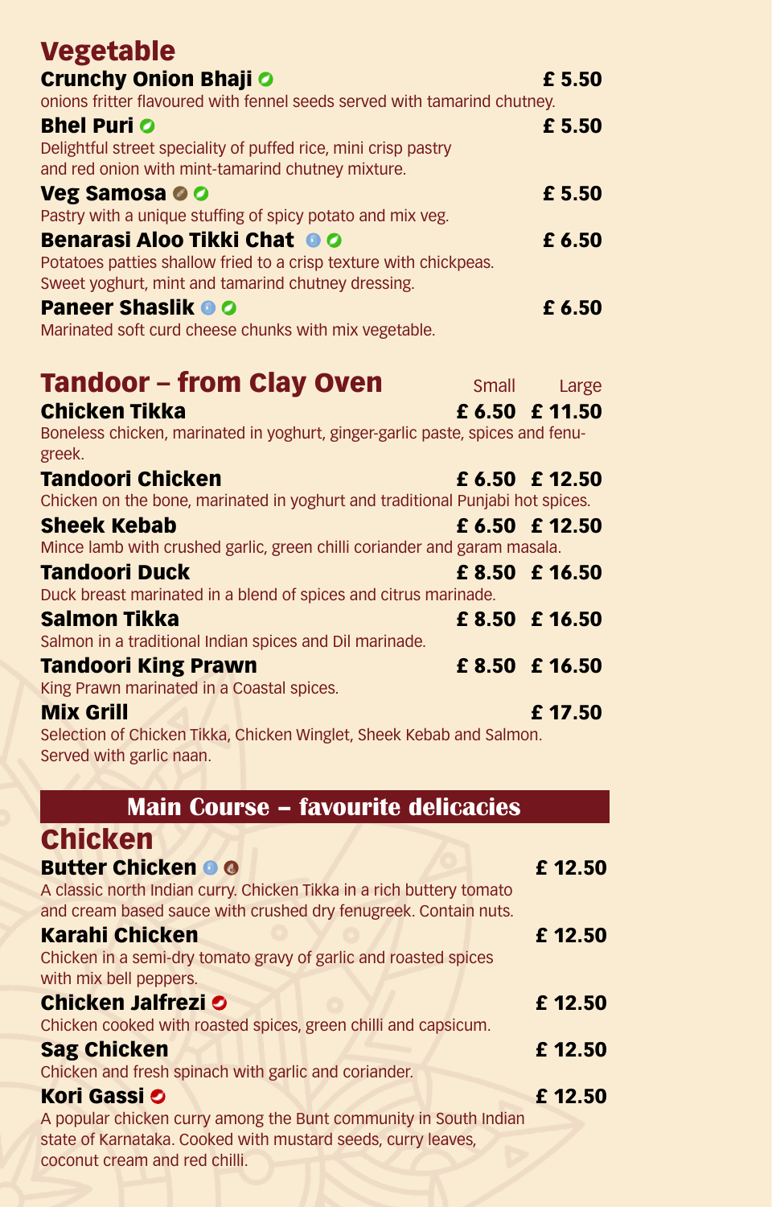## Vegetable

**Crunchy Onion Bhaji** — £ 5.50
onions fritter flavoured with fennel seeds served with tamarind chutney.

**Bhel Puri** — £ 5.50
Delightful street speciality of puffed rice, mini crisp pastry and red onion with mint-tamarind chutney mixture.

**Veg Samosa** — £ 5.50
Pastry with a unique stuffing of spicy potato and mix veg.

**Benarasi Aloo Tikki Chat** — £ 6.50
Potatoes patties shallow fried to a crisp texture with chickpeas. Sweet yoghurt, mint and tamarind chutney dressing.

**Paneer Shaslik** — £ 6.50
Marinated soft curd cheese chunks with mix vegetable.

## Tandoor – from Clay Oven

| | Small | Large |
|---|---|---|
| **Chicken Tikka**<br>Boneless chicken, marinated in yoghurt, ginger-garlic paste, spices and fenu-greek. | £ 6.50 | £ 11.50 |
| **Tandoori Chicken**<br>Chicken on the bone, marinated in yoghurt and traditional Punjabi hot spices. | £ 6.50 | £ 12.50 |
| **Sheek Kebab**<br>Mince lamb with crushed garlic, green chilli coriander and garam masala. | £ 6.50 | £ 12.50 |
| **Tandoori Duck**<br>Duck breast marinated in a blend of spices and citrus marinade. | £ 8.50 | £ 16.50 |
| **Salmon Tikka**<br>Salmon in a traditional Indian spices and Dil marinade. | £ 8.50 | £ 16.50 |
| **Tandoori King Prawn**<br>King Prawn marinated in a Coastal spices. | £ 8.50 | £ 16.50 |
| **Mix Grill**<br>Selection of Chicken Tikka, Chicken Winglet, Sheek Kebab and Salmon. Served with garlic naan. | | £ 17.50 |

## Main Course – favourite delicacies

### Chicken

**Butter Chicken** — £ 12.50
A classic north Indian curry. Chicken Tikka in a rich buttery tomato and cream based sauce with crushed dry fenugreek. Contain nuts.

**Karahi Chicken** — £ 12.50
Chicken in a semi-dry tomato gravy of garlic and roasted spices with mix bell peppers.

**Chicken Jalfrezi** — £ 12.50
Chicken cooked with roasted spices, green chilli and capsicum.

**Sag Chicken** — £ 12.50
Chicken and fresh spinach with garlic and coriander.

**Kori Gassi** — £ 12.50
A popular chicken curry among the Bunt community in South Indian state of Karnataka. Cooked with mustard seeds, curry leaves, coconut cream and red chilli.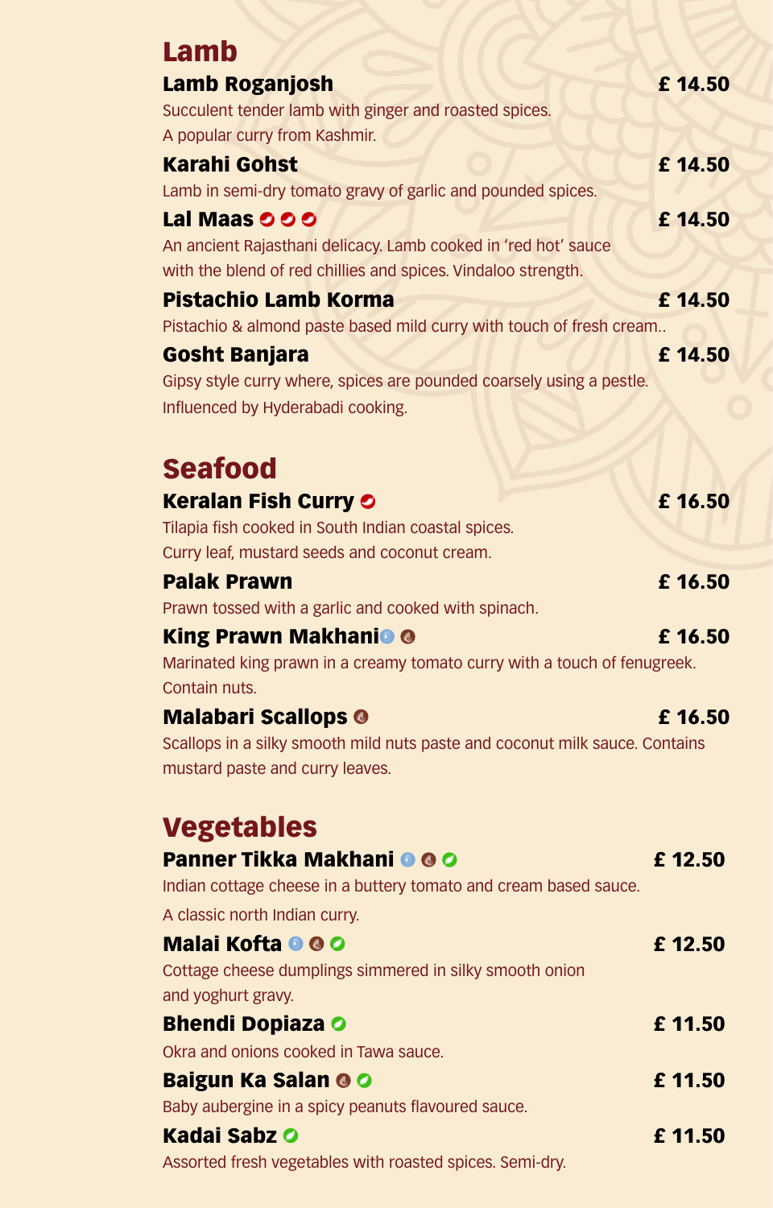## Lamb

**Lamb Roganjosh** £ 14.50
Succulent tender lamb with ginger and roasted spices.
A popular curry from Kashmir.

**Karahi Gohst** £ 14.50
Lamb in semi-dry tomato gravy of garlic and pounded spices.

**Lal Maas** £ 14.50
An ancient Rajasthani delicacy. Lamb cooked in 'red hot' sauce with the blend of red chillies and spices. Vindaloo strength.

**Pistachio Lamb Korma** £ 14.50
Pistachio & almond paste based mild curry with touch of fresh cream..

**Gosht Banjara** £ 14.50
Gipsy style curry where, spices are pounded coarsely using a pestle.
Influenced by Hyderabadi cooking.

## Seafood

**Keralan Fish Curry** £ 16.50
Tilapia fish cooked in South Indian coastal spices.
Curry leaf, mustard seeds and coconut cream.

**Palak Prawn** £ 16.50
Prawn tossed with a garlic and cooked with spinach.

**King Prawn Makhani** £ 16.50
Marinated king prawn in a creamy tomato curry with a touch of fenugreek.
Contain nuts.

**Malabari Scallops** £ 16.50
Scallops in a silky smooth mild nuts paste and coconut milk sauce. Contains mustard paste and curry leaves.

## Vegetables

**Panner Tikka Makhani** £ 12.50
Indian cottage cheese in a buttery tomato and cream based sauce.
A classic north Indian curry.

**Malai Kofta** £ 12.50
Cottage cheese dumplings simmered in silky smooth onion and yoghurt gravy.

**Bhendi Dopiaza** £ 11.50
Okra and onions cooked in Tawa sauce.

**Baigun Ka Salan** £ 11.50
Baby aubergine in a spicy peanuts flavoured sauce.

**Kadai Sabz** £ 11.50
Assorted fresh vegetables with roasted spices. Semi-dry.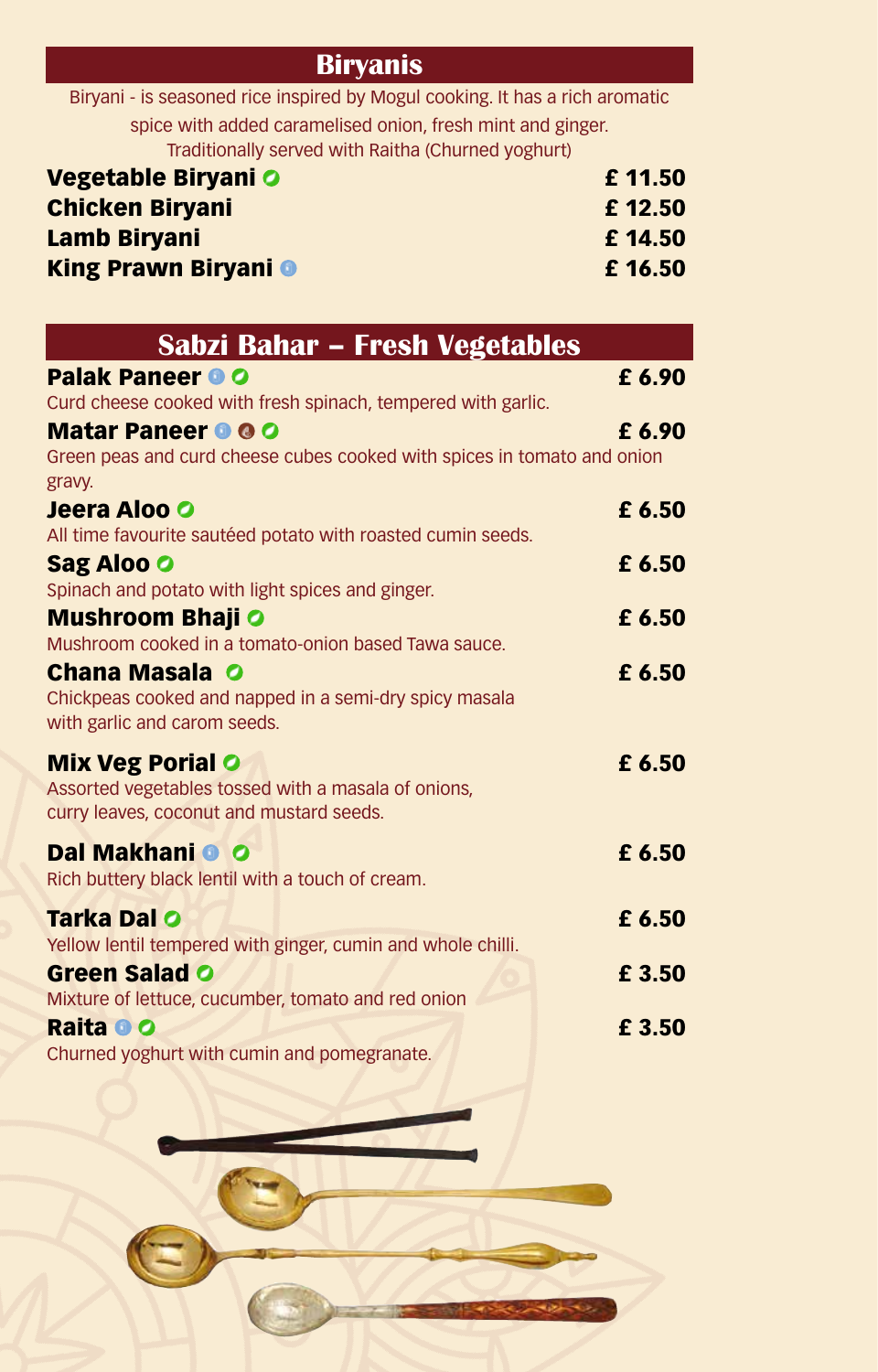## Biryanis

Biryani - is seasoned rice inspired by Mogul cooking. It has a rich aromatic spice with added caramelised onion, fresh mint and ginger. Traditionally served with Raitha (Churned yoghurt)

**Vegetable Biryani** £ 11.50
**Chicken Biryani** £ 12.50
**Lamb Biryani** £ 14.50
**King Prawn Biryani** £ 16.50

## Sabzi Bahar – Fresh Vegetables

**Palak Paneer** £ 6.90
Curd cheese cooked with fresh spinach, tempered with garlic.

**Matar Paneer** £ 6.90
Green peas and curd cheese cubes cooked with spices in tomato and onion gravy.

**Jeera Aloo** £ 6.50
All time favourite sautéed potato with roasted cumin seeds.

**Sag Aloo** £ 6.50
Spinach and potato with light spices and ginger.

**Mushroom Bhaji** £ 6.50
Mushroom cooked in a tomato-onion based Tawa sauce.

**Chana Masala** £ 6.50
Chickpeas cooked and napped in a semi-dry spicy masala with garlic and carom seeds.

**Mix Veg Porial** £ 6.50
Assorted vegetables tossed with a masala of onions, curry leaves, coconut and mustard seeds.

**Dal Makhani** £ 6.50
Rich buttery black lentil with a touch of cream.

**Tarka Dal** £ 6.50
Yellow lentil tempered with ginger, cumin and whole chilli.

**Green Salad** £ 3.50
Mixture of lettuce, cucumber, tomato and red onion

**Raita** £ 3.50
Churned yoghurt with cumin and pomegranate.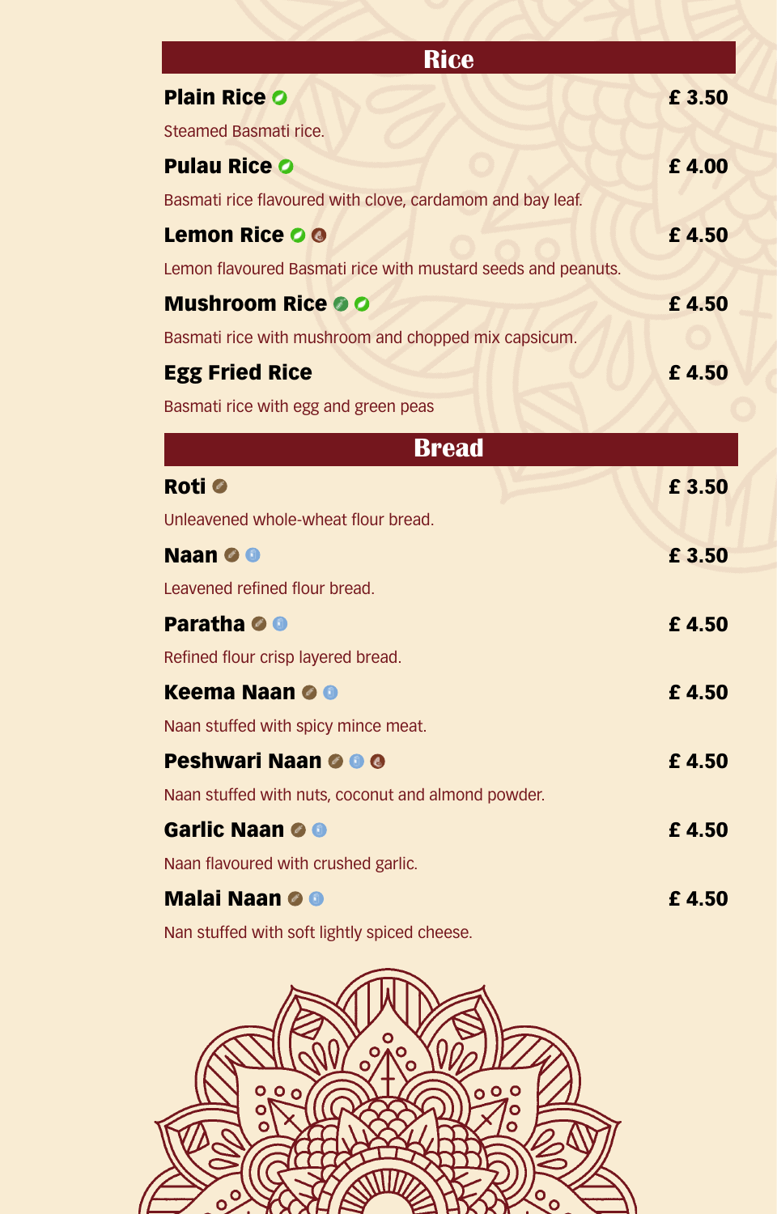## Rice

**Plain Rice** — £ 3.50

Steamed Basmati rice.

**Pulau Rice** — £ 4.00

Basmati rice flavoured with clove, cardamom and bay leaf.

**Lemon Rice** — £ 4.50

Lemon flavoured Basmati rice with mustard seeds and peanuts.

**Mushroom Rice** — £ 4.50

Basmati rice with mushroom and chopped mix capsicum.

**Egg Fried Rice** — £ 4.50

Basmati rice with egg and green peas

## Bread

**Roti** — £ 3.50

Unleavened whole-wheat flour bread.

**Naan** — £ 3.50

Leavened refined flour bread.

**Paratha** — £ 4.50

Refined flour crisp layered bread.

**Keema Naan** — £ 4.50

Naan stuffed with spicy mince meat.

**Peshwari Naan** — £ 4.50

Naan stuffed with nuts, coconut and almond powder.

**Garlic Naan** — £ 4.50

Naan flavoured with crushed garlic.

**Malai Naan** — £ 4.50

Nan stuffed with soft lightly spiced cheese.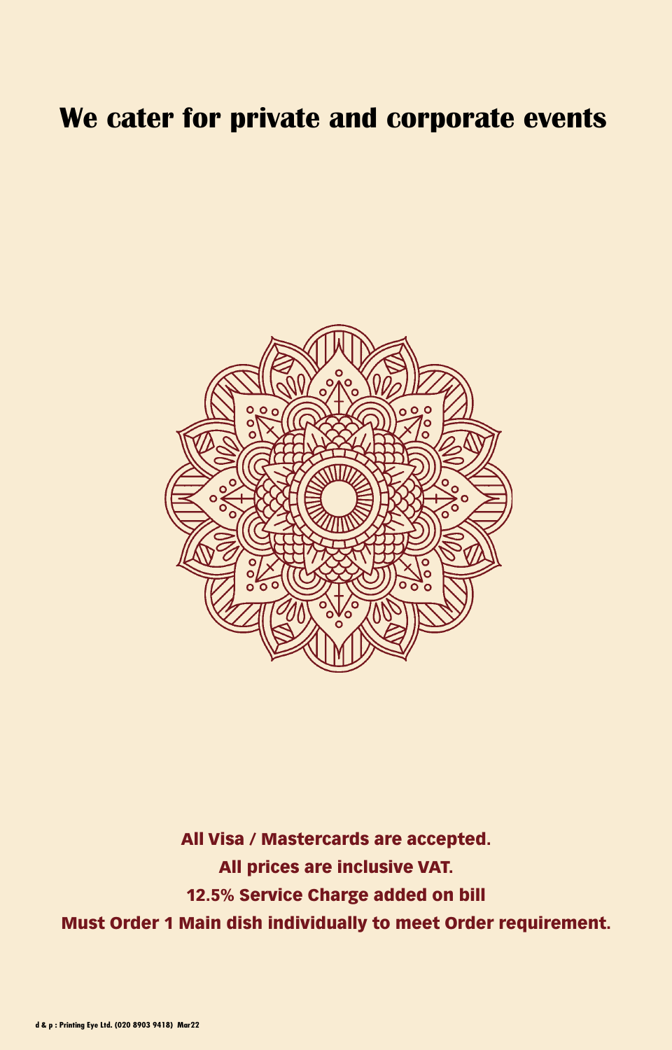# We cater for private and corporate events

**All Visa / Mastercards are accepted.**

**All prices are inclusive VAT.**

**12.5% Service Charge added on bill**

**Must Order 1 Main dish individually to meet Order requirement.**

d & p : Printing Eye Ltd. (020 8903 9418) Mar22